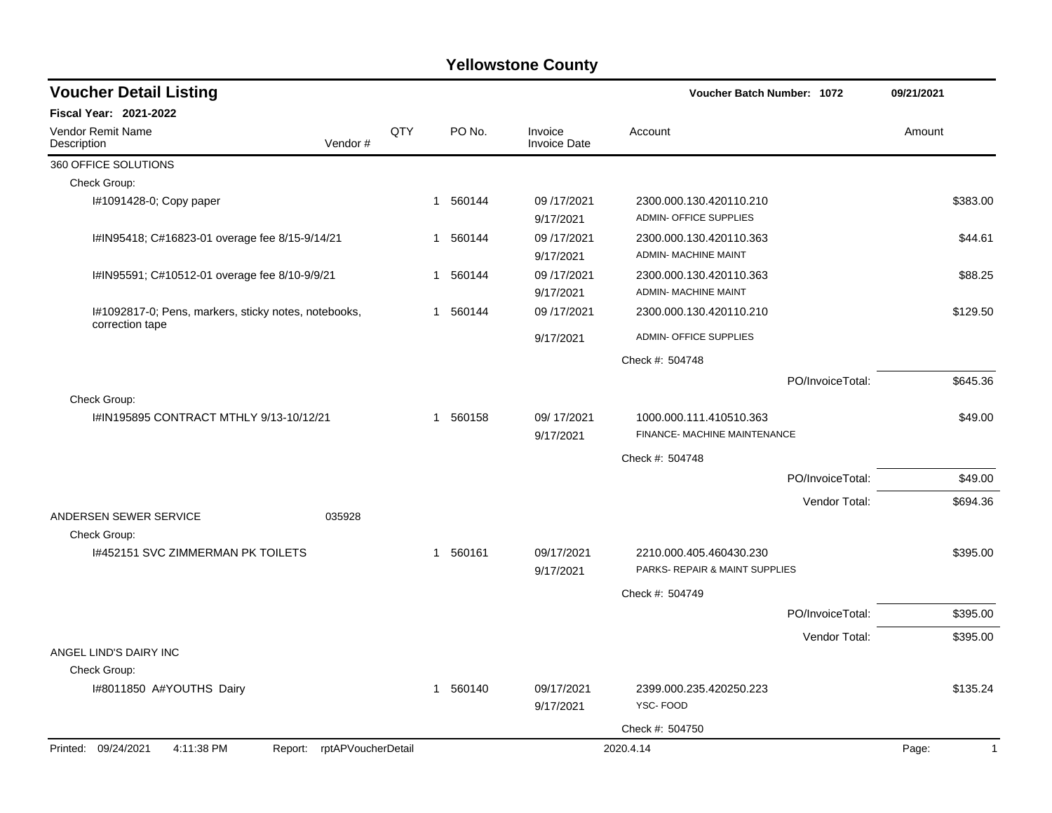# Yellowstone County

## Voucher Detail Listing

**Voucher Batch Number: 1072** — 09/21/2021

**Fiscal Year: 2021-2022**

| Vendor Remit Name / Description | Vendor # | QTY | PO No. | Invoice / Invoice Date | Account | Amount |
|---|---|---|---|---|---|---|
| 360 OFFICE SOLUTIONS | | | | | | |
| Check Group: | | | | | | |
| I#1091428-0; Copy paper | | 1 | 560144 | 09 /17/2021<br>9/17/2021 | 2300.000.130.420110.210<br>ADMIN- OFFICE SUPPLIES | $383.00 |
| I#IN95418; C#16823-01 overage fee 8/15-9/14/21 | | 1 | 560144 | 09 /17/2021<br>9/17/2021 | 2300.000.130.420110.363<br>ADMIN- MACHINE MAINT | $44.61 |
| I#IN95591; C#10512-01 overage fee 8/10-9/9/21 | | 1 | 560144 | 09 /17/2021<br>9/17/2021 | 2300.000.130.420110.363<br>ADMIN- MACHINE MAINT | $88.25 |
| I#1092817-0; Pens, markers, sticky notes, notebooks, correction tape | | 1 | 560144 | 09 /17/2021<br>9/17/2021 | 2300.000.130.420110.210<br>ADMIN- OFFICE SUPPLIES | $129.50 |
| | | | | | Check #: 504748 | |
| | | | | | PO/InvoiceTotal: | $645.36 |
| Check Group: | | | | | | |
| I#IN195895 CONTRACT MTHLY 9/13-10/12/21 | | 1 | 560158 | 09/ 17/2021<br>9/17/2021 | 1000.000.111.410510.363<br>FINANCE- MACHINE MAINTENANCE | $49.00 |
| | | | | | Check #: 504748 | |
| | | | | | PO/InvoiceTotal: | $49.00 |
| | | | | | Vendor Total: | $694.36 |
| ANDERSEN SEWER SERVICE | 035928 | | | | | |
| Check Group: | | | | | | |
| I#452151 SVC ZIMMERMAN PK TOILETS | | 1 | 560161 | 09/17/2021<br>9/17/2021 | 2210.000.405.460430.230<br>PARKS- REPAIR & MAINT SUPPLIES | $395.00 |
| | | | | | Check #: 504749 | |
| | | | | | PO/InvoiceTotal: | $395.00 |
| | | | | | Vendor Total: | $395.00 |
| ANGEL LIND'S DAIRY INC | | | | | | |
| Check Group: | | | | | | |
| I#8011850 A#YOUTHS Dairy | | 1 | 560140 | 09/17/2021<br>9/17/2021 | 2399.000.235.420250.223<br>YSC- FOOD | $135.24 |
| | | | | | Check #: 504750 | |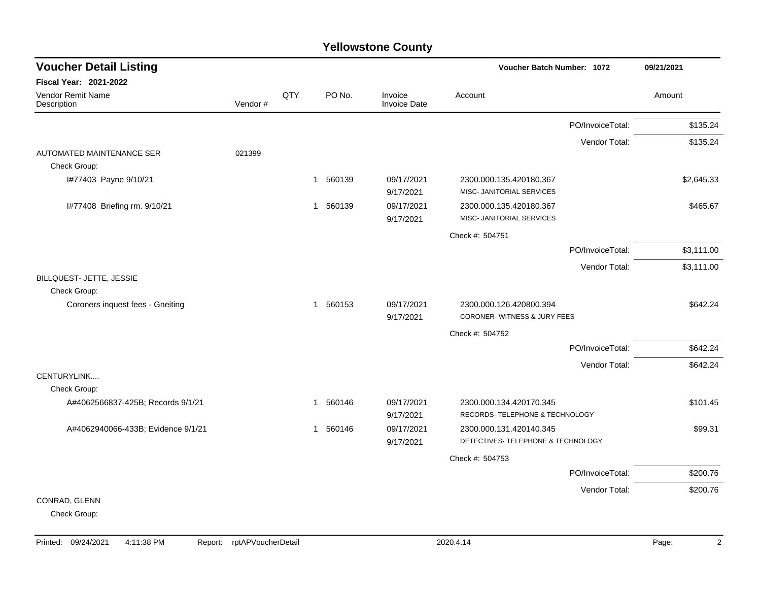# Yellowstone County

## Voucher Detail Listing

**Voucher Batch Number: 1072** | 09/21/2021

**Fiscal Year: 2021-2022**

| Vendor Remit Name / Description | Vendor # | QTY | PO No. | Invoice / Invoice Date | Account | Amount |
|---|---|---|---|---|---|---|
| | | | | | PO/InvoiceTotal: | $135.24 |
| | | | | | Vendor Total: | $135.24 |
| AUTOMATED MAINTENANCE SER | 021399 | | | | | |
| Check Group: | | | | | | |
| I#77403 Payne 9/10/21 | | 1 | 560139 | 09/17/2021 9/17/2021 | 2300.000.135.420180.367 MISC- JANITORIAL SERVICES | $2,645.33 |
| I#77408 Briefing rm. 9/10/21 | | 1 | 560139 | 09/17/2021 9/17/2021 | 2300.000.135.420180.367 MISC- JANITORIAL SERVICES | $465.67 |
| | | | | | Check #: 504751 | |
| | | | | | PO/InvoiceTotal: | $3,111.00 |
| | | | | | Vendor Total: | $3,111.00 |
| BILLQUEST- JETTE, JESSIE | | | | | | |
| Check Group: | | | | | | |
| Coroners inquest fees - Gneiting | | 1 | 560153 | 09/17/2021 9/17/2021 | 2300.000.126.420800.394 CORONER- WITNESS & JURY FEES | $642.24 |
| | | | | | Check #: 504752 | |
| | | | | | PO/InvoiceTotal: | $642.24 |
| | | | | | Vendor Total: | $642.24 |
| CENTURYLINK.... | | | | | | |
| Check Group: | | | | | | |
| A#4062566837-425B; Records 9/1/21 | | 1 | 560146 | 09/17/2021 9/17/2021 | 2300.000.134.420170.345 RECORDS- TELEPHONE & TECHNOLOGY | $101.45 |
| A#4062940066-433B; Evidence 9/1/21 | | 1 | 560146 | 09/17/2021 9/17/2021 | 2300.000.131.420140.345 DETECTIVES- TELEPHONE & TECHNOLOGY | $99.31 |
| | | | | | Check #: 504753 | |
| | | | | | PO/InvoiceTotal: | $200.76 |
| | | | | | Vendor Total: | $200.76 |
| CONRAD, GLENN | | | | | | |
| Check Group: | | | | | | |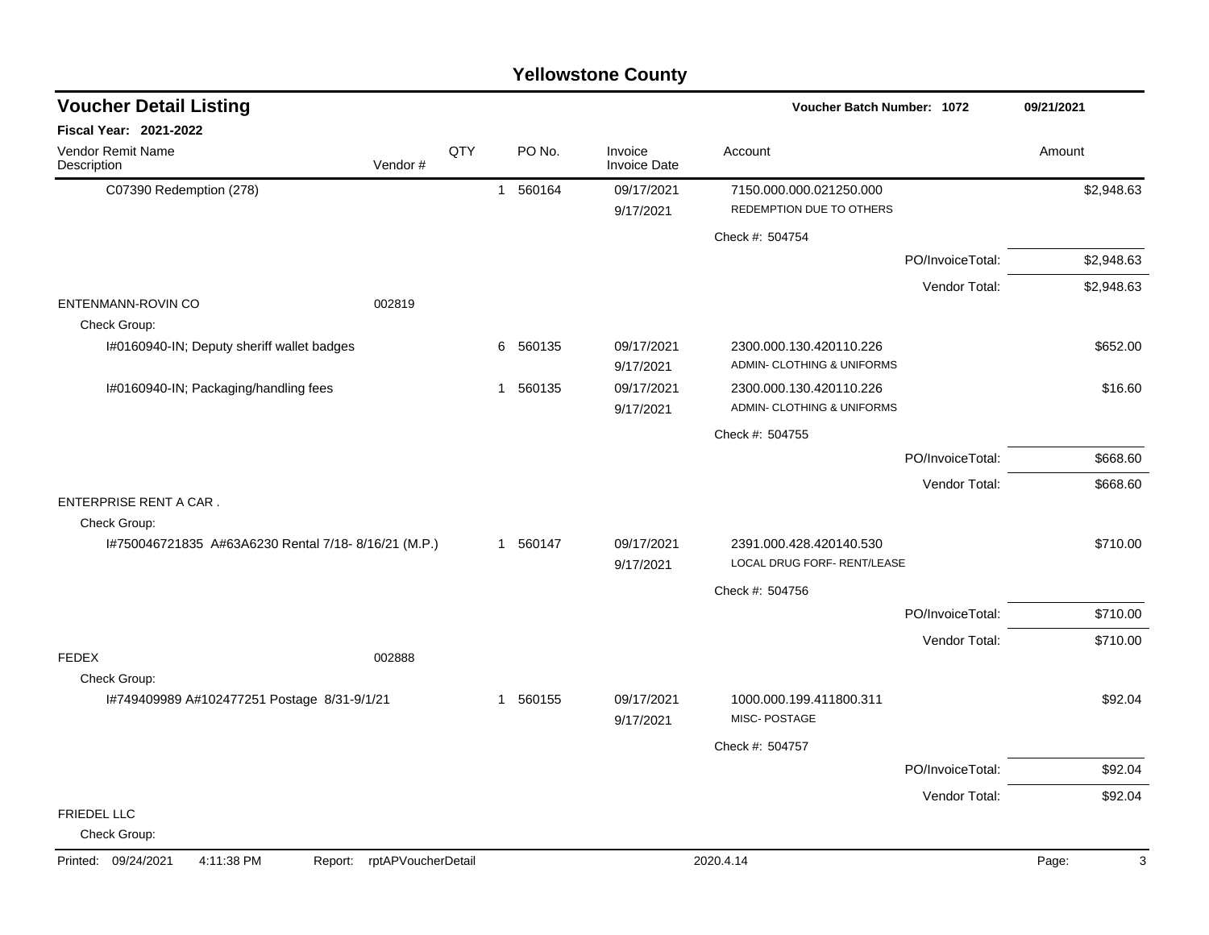# Yellowstone County

## Voucher Detail Listing

**Voucher Batch Number: 1072** 09/21/2021

**Fiscal Year: 2021-2022**

| Vendor Remit Name / Description | Vendor # | QTY | PO No. | Invoice / Invoice Date | Account | Amount |
|---|---|---|---|---|---|---|
| C07390 Redemption (278) | | 1 | 560164 | 09/17/2021<br>9/17/2021 | 7150.000.000.021250.000<br>REDEMPTION DUE TO OTHERS | $2,948.63 |
| | | | | | Check #: 504754 | |
| | | | | | PO/InvoiceTotal: | $2,948.63 |
| | | | | | Vendor Total: | $2,948.63 |
| ENTENMANN-ROVIN CO | 002819 | | | | | |
| Check Group: | | | | | | |
| I#0160940-IN; Deputy sheriff wallet badges | | 6 | 560135 | 09/17/2021<br>9/17/2021 | 2300.000.130.420110.226<br>ADMIN- CLOTHING & UNIFORMS | $652.00 |
| I#0160940-IN; Packaging/handling fees | | 1 | 560135 | 09/17/2021<br>9/17/2021 | 2300.000.130.420110.226<br>ADMIN- CLOTHING & UNIFORMS | $16.60 |
| | | | | | Check #: 504755 | |
| | | | | | PO/InvoiceTotal: | $668.60 |
| | | | | | Vendor Total: | $668.60 |
| ENTERPRISE RENT A CAR . | | | | | | |
| Check Group: | | | | | | |
| I#750046721835 A#63A6230 Rental 7/18- 8/16/21 (M.P.) | | 1 | 560147 | 09/17/2021<br>9/17/2021 | 2391.000.428.420140.530<br>LOCAL DRUG FORF- RENT/LEASE | $710.00 |
| | | | | | Check #: 504756 | |
| | | | | | PO/InvoiceTotal: | $710.00 |
| | | | | | Vendor Total: | $710.00 |
| FEDEX | 002888 | | | | | |
| Check Group: | | | | | | |
| I#749409989 A#102477251 Postage 8/31-9/1/21 | | 1 | 560155 | 09/17/2021<br>9/17/2021 | 1000.000.199.411800.311<br>MISC- POSTAGE | $92.04 |
| | | | | | Check #: 504757 | |
| | | | | | PO/InvoiceTotal: | $92.04 |
| | | | | | Vendor Total: | $92.04 |
| FRIEDEL LLC | | | | | | |
| Check Group: | | | | | | |

Printed: 09/24/2021 4:11:38 PM Report: rptAPVoucherDetail 2020.4.14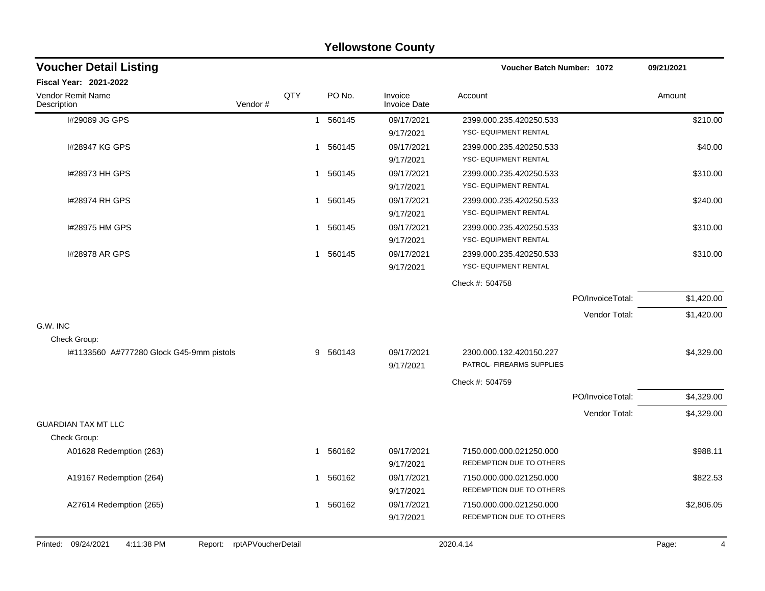## Yellowstone County

### Voucher Detail Listing

**Voucher Batch Number: 1072** — 09/21/2021

**Fiscal Year: 2021-2022**

| Vendor Remit Name / Description | Vendor # | QTY | PO No. | Invoice / Invoice Date | Account | Amount |
|---|---|---|---|---|---|---|
| I#29089 JG GPS | | 1 | 560145 | 09/17/2021<br>9/17/2021 | 2399.000.235.420250.533<br>YSC- EQUIPMENT RENTAL | $210.00 |
| I#28947 KG GPS | | 1 | 560145 | 09/17/2021<br>9/17/2021 | 2399.000.235.420250.533<br>YSC- EQUIPMENT RENTAL | $40.00 |
| I#28973 HH GPS | | 1 | 560145 | 09/17/2021<br>9/17/2021 | 2399.000.235.420250.533<br>YSC- EQUIPMENT RENTAL | $310.00 |
| I#28974 RH GPS | | 1 | 560145 | 09/17/2021<br>9/17/2021 | 2399.000.235.420250.533<br>YSC- EQUIPMENT RENTAL | $240.00 |
| I#28975 HM GPS | | 1 | 560145 | 09/17/2021<br>9/17/2021 | 2399.000.235.420250.533<br>YSC- EQUIPMENT RENTAL | $310.00 |
| I#28978 AR GPS | | 1 | 560145 | 09/17/2021<br>9/17/2021 | 2399.000.235.420250.533<br>YSC- EQUIPMENT RENTAL | $310.00 |
| | | | | | Check #: 504758 | |
| | | | | | PO/InvoiceTotal: | $1,420.00 |
| | | | | | Vendor Total: | $1,420.00 |
| **G.W. INC** | | | | | | |
| Check Group: | | | | | | |
| I#1133560 A#777280 Glock G45-9mm pistols | | 9 | 560143 | 09/17/2021<br>9/17/2021 | 2300.000.132.420150.227<br>PATROL- FIREARMS SUPPLIES | $4,329.00 |
| | | | | | Check #: 504759 | |
| | | | | | PO/InvoiceTotal: | $4,329.00 |
| | | | | | Vendor Total: | $4,329.00 |
| **GUARDIAN TAX MT LLC** | | | | | | |
| Check Group: | | | | | | |
| A01628 Redemption (263) | | 1 | 560162 | 09/17/2021<br>9/17/2021 | 7150.000.000.021250.000<br>REDEMPTION DUE TO OTHERS | $988.11 |
| A19167 Redemption (264) | | 1 | 560162 | 09/17/2021<br>9/17/2021 | 7150.000.000.021250.000<br>REDEMPTION DUE TO OTHERS | $822.53 |
| A27614 Redemption (265) | | 1 | 560162 | 09/17/2021<br>9/17/2021 | 7150.000.000.021250.000<br>REDEMPTION DUE TO OTHERS | $2,806.05 |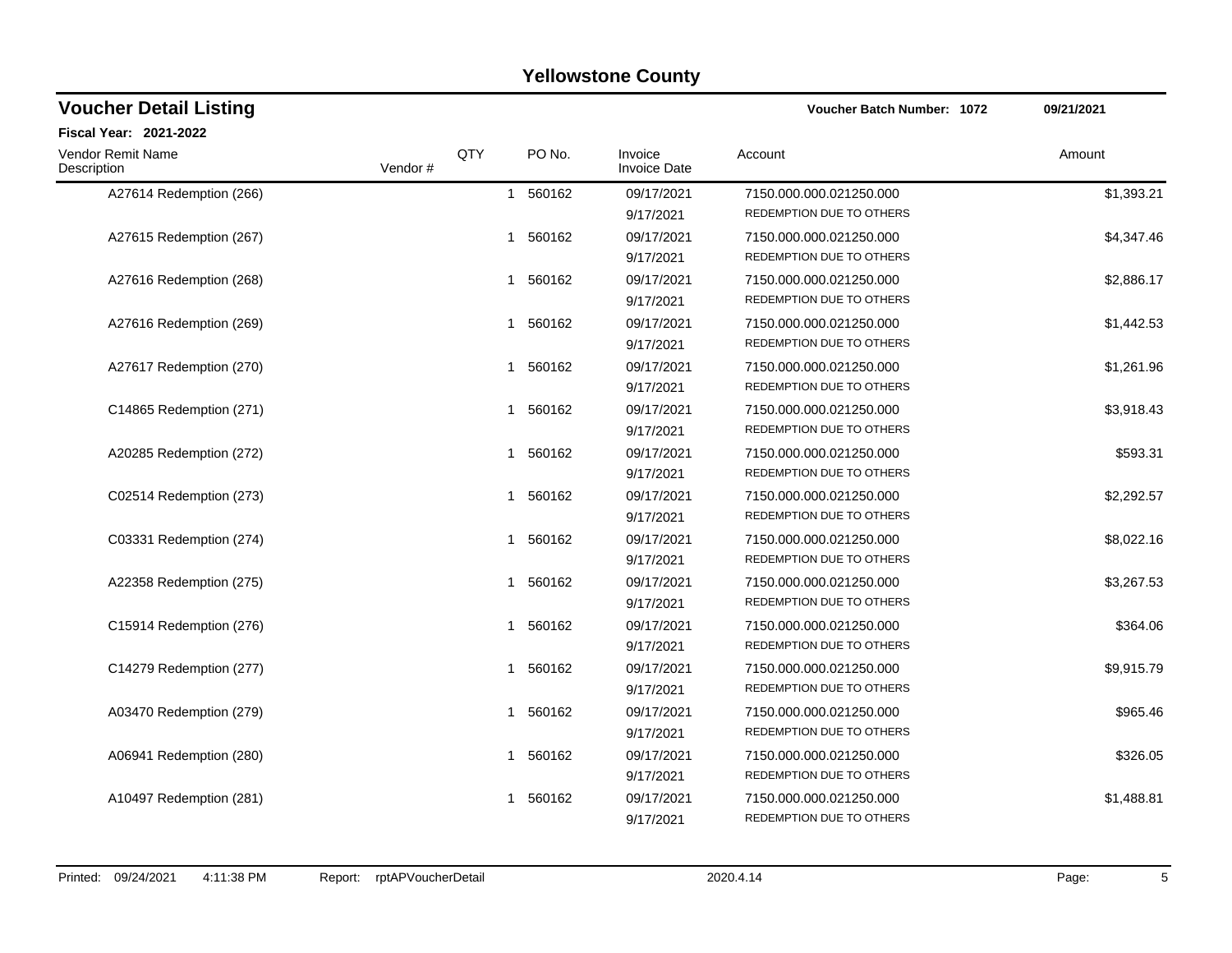# Yellowstone County

## Voucher Detail Listing

**Voucher Batch Number: 1072** **09/21/2021**

**Fiscal Year: 2021-2022**

| Vendor Remit Name / Description | Vendor # | QTY | PO No. | Invoice / Invoice Date | Account | Amount |
|---|---|---|---|---|---|---|
| A27614 Redemption (266) | | 1 | 560162 | 09/17/2021<br>9/17/2021 | 7150.000.000.021250.000<br>REDEMPTION DUE TO OTHERS | $1,393.21 |
| A27615 Redemption (267) | | 1 | 560162 | 09/17/2021<br>9/17/2021 | 7150.000.000.021250.000<br>REDEMPTION DUE TO OTHERS | $4,347.46 |
| A27616 Redemption (268) | | 1 | 560162 | 09/17/2021<br>9/17/2021 | 7150.000.000.021250.000<br>REDEMPTION DUE TO OTHERS | $2,886.17 |
| A27616 Redemption (269) | | 1 | 560162 | 09/17/2021<br>9/17/2021 | 7150.000.000.021250.000<br>REDEMPTION DUE TO OTHERS | $1,442.53 |
| A27617 Redemption (270) | | 1 | 560162 | 09/17/2021<br>9/17/2021 | 7150.000.000.021250.000<br>REDEMPTION DUE TO OTHERS | $1,261.96 |
| C14865 Redemption (271) | | 1 | 560162 | 09/17/2021<br>9/17/2021 | 7150.000.000.021250.000<br>REDEMPTION DUE TO OTHERS | $3,918.43 |
| A20285 Redemption (272) | | 1 | 560162 | 09/17/2021<br>9/17/2021 | 7150.000.000.021250.000<br>REDEMPTION DUE TO OTHERS | $593.31 |
| C02514 Redemption (273) | | 1 | 560162 | 09/17/2021<br>9/17/2021 | 7150.000.000.021250.000<br>REDEMPTION DUE TO OTHERS | $2,292.57 |
| C03331 Redemption (274) | | 1 | 560162 | 09/17/2021<br>9/17/2021 | 7150.000.000.021250.000<br>REDEMPTION DUE TO OTHERS | $8,022.16 |
| A22358 Redemption (275) | | 1 | 560162 | 09/17/2021<br>9/17/2021 | 7150.000.000.021250.000<br>REDEMPTION DUE TO OTHERS | $3,267.53 |
| C15914 Redemption (276) | | 1 | 560162 | 09/17/2021<br>9/17/2021 | 7150.000.000.021250.000<br>REDEMPTION DUE TO OTHERS | $364.06 |
| C14279 Redemption (277) | | 1 | 560162 | 09/17/2021<br>9/17/2021 | 7150.000.000.021250.000<br>REDEMPTION DUE TO OTHERS | $9,915.79 |
| A03470 Redemption (279) | | 1 | 560162 | 09/17/2021<br>9/17/2021 | 7150.000.000.021250.000<br>REDEMPTION DUE TO OTHERS | $965.46 |
| A06941 Redemption (280) | | 1 | 560162 | 09/17/2021<br>9/17/2021 | 7150.000.000.021250.000<br>REDEMPTION DUE TO OTHERS | $326.05 |
| A10497 Redemption (281) | | 1 | 560162 | 09/17/2021<br>9/17/2021 | 7150.000.000.021250.000<br>REDEMPTION DUE TO OTHERS | $1,488.81 |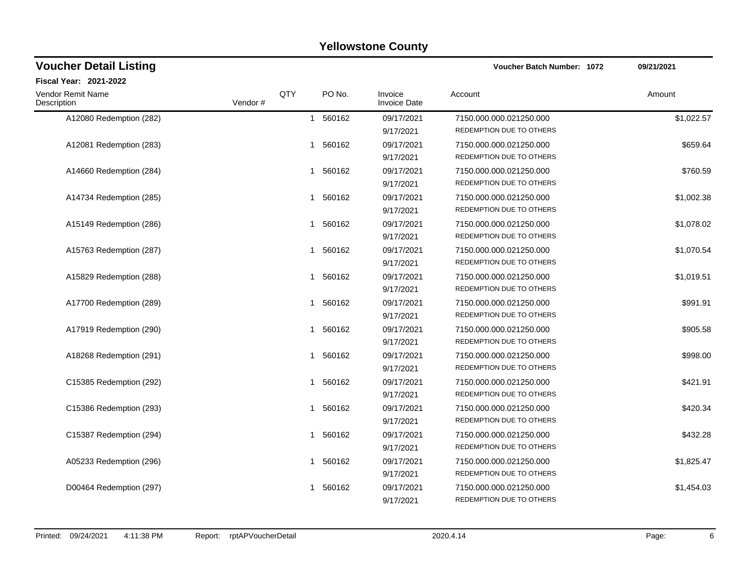# Yellowstone County

## Voucher Detail Listing

**Voucher Batch Number: 1072** **09/21/2021**

**Fiscal Year: 2021-2022**

| Vendor Remit Name / Description | Vendor # | QTY | PO No. | Invoice / Invoice Date | Account | Amount |
|---|---|---|---|---|---|---|
| A12080 Redemption (282) | | 1 | 560162 | 09/17/2021<br>9/17/2021 | 7150.000.000.021250.000<br>REDEMPTION DUE TO OTHERS | $1,022.57 |
| A12081 Redemption (283) | | 1 | 560162 | 09/17/2021<br>9/17/2021 | 7150.000.000.021250.000<br>REDEMPTION DUE TO OTHERS | $659.64 |
| A14660 Redemption (284) | | 1 | 560162 | 09/17/2021<br>9/17/2021 | 7150.000.000.021250.000<br>REDEMPTION DUE TO OTHERS | $760.59 |
| A14734 Redemption (285) | | 1 | 560162 | 09/17/2021<br>9/17/2021 | 7150.000.000.021250.000<br>REDEMPTION DUE TO OTHERS | $1,002.38 |
| A15149 Redemption (286) | | 1 | 560162 | 09/17/2021<br>9/17/2021 | 7150.000.000.021250.000<br>REDEMPTION DUE TO OTHERS | $1,078.02 |
| A15763 Redemption (287) | | 1 | 560162 | 09/17/2021<br>9/17/2021 | 7150.000.000.021250.000<br>REDEMPTION DUE TO OTHERS | $1,070.54 |
| A15829 Redemption (288) | | 1 | 560162 | 09/17/2021<br>9/17/2021 | 7150.000.000.021250.000<br>REDEMPTION DUE TO OTHERS | $1,019.51 |
| A17700 Redemption (289) | | 1 | 560162 | 09/17/2021<br>9/17/2021 | 7150.000.000.021250.000<br>REDEMPTION DUE TO OTHERS | $991.91 |
| A17919 Redemption (290) | | 1 | 560162 | 09/17/2021<br>9/17/2021 | 7150.000.000.021250.000<br>REDEMPTION DUE TO OTHERS | $905.58 |
| A18268 Redemption (291) | | 1 | 560162 | 09/17/2021<br>9/17/2021 | 7150.000.000.021250.000<br>REDEMPTION DUE TO OTHERS | $998.00 |
| C15385 Redemption (292) | | 1 | 560162 | 09/17/2021<br>9/17/2021 | 7150.000.000.021250.000<br>REDEMPTION DUE TO OTHERS | $421.91 |
| C15386 Redemption (293) | | 1 | 560162 | 09/17/2021<br>9/17/2021 | 7150.000.000.021250.000<br>REDEMPTION DUE TO OTHERS | $420.34 |
| C15387 Redemption (294) | | 1 | 560162 | 09/17/2021<br>9/17/2021 | 7150.000.000.021250.000<br>REDEMPTION DUE TO OTHERS | $432.28 |
| A05233 Redemption (296) | | 1 | 560162 | 09/17/2021<br>9/17/2021 | 7150.000.000.021250.000<br>REDEMPTION DUE TO OTHERS | $1,825.47 |
| D00464 Redemption (297) | | 1 | 560162 | 09/17/2021<br>9/17/2021 | 7150.000.000.021250.000<br>REDEMPTION DUE TO OTHERS | $1,454.03 |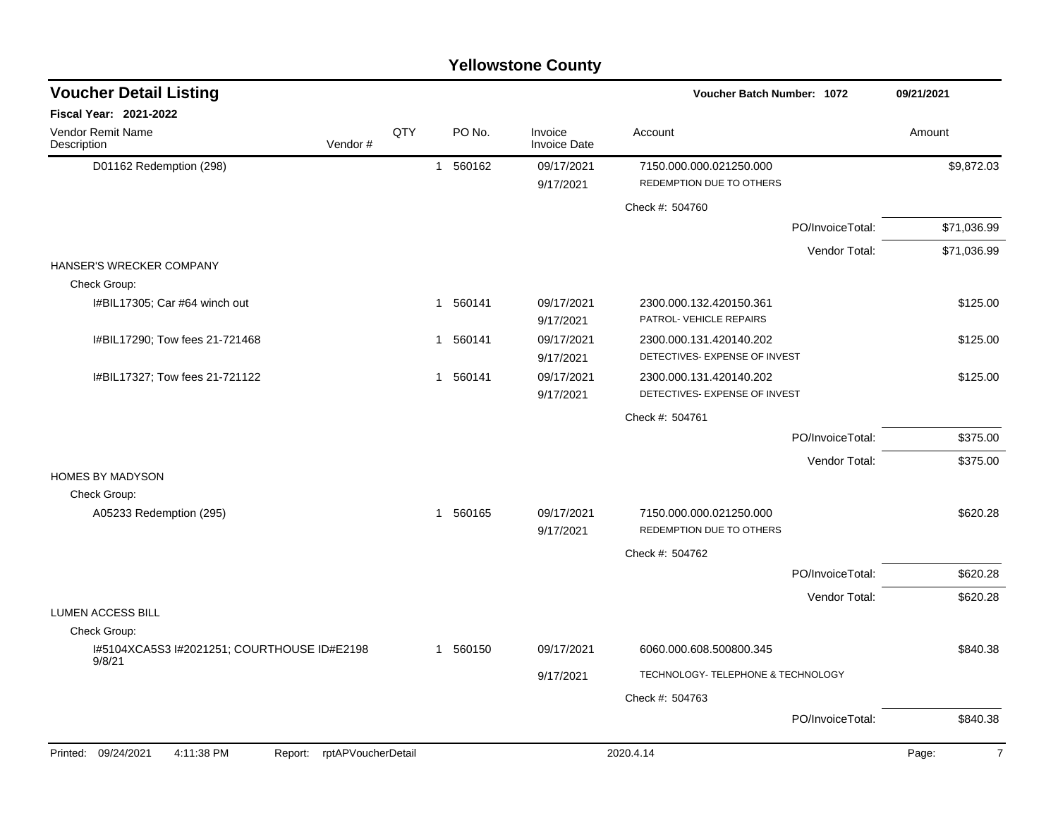# Yellowstone County

## Voucher Detail Listing

**Voucher Batch Number: 1072** 09/21/2021

**Fiscal Year: 2021-2022**

| Vendor Remit Name / Description | Vendor # | QTY | PO No. | Invoice / Invoice Date | Account | Amount |
|---|---|---|---|---|---|---|
| D01162 Redemption (298) | | 1 | 560162 | 09/17/2021 / 9/17/2021 | 7150.000.000.021250.000 REDEMPTION DUE TO OTHERS | $9,872.03 |
| | | | | | Check #: 504760 | |
| | | | | | PO/InvoiceTotal: | $71,036.99 |
| | | | | | Vendor Total: | $71,036.99 |
| **HANSER'S WRECKER COMPANY** | | | | | | |
| Check Group: | | | | | | |
| I#BIL17305; Car #64 winch out | | 1 | 560141 | 09/17/2021 / 9/17/2021 | 2300.000.132.420150.361 PATROL- VEHICLE REPAIRS | $125.00 |
| I#BIL17290; Tow fees 21-721468 | | 1 | 560141 | 09/17/2021 / 9/17/2021 | 2300.000.131.420140.202 DETECTIVES- EXPENSE OF INVEST | $125.00 |
| I#BIL17327; Tow fees 21-721122 | | 1 | 560141 | 09/17/2021 / 9/17/2021 | 2300.000.131.420140.202 DETECTIVES- EXPENSE OF INVEST | $125.00 |
| | | | | | Check #: 504761 | |
| | | | | | PO/InvoiceTotal: | $375.00 |
| | | | | | Vendor Total: | $375.00 |
| **HOMES BY MADYSON** | | | | | | |
| Check Group: | | | | | | |
| A05233 Redemption (295) | | 1 | 560165 | 09/17/2021 / 9/17/2021 | 7150.000.000.021250.000 REDEMPTION DUE TO OTHERS | $620.28 |
| | | | | | Check #: 504762 | |
| | | | | | PO/InvoiceTotal: | $620.28 |
| | | | | | Vendor Total: | $620.28 |
| **LUMEN ACCESS BILL** | | | | | | |
| Check Group: | | | | | | |
| I#5104XCA5S3 I#2021251; COURTHOUSE ID#E2198 9/8/21 | | 1 | 560150 | 09/17/2021 / 9/17/2021 | 6060.000.608.500800.345 TECHNOLOGY- TELEPHONE & TECHNOLOGY | $840.38 |
| | | | | | Check #: 504763 | |
| | | | | | PO/InvoiceTotal: | $840.38 |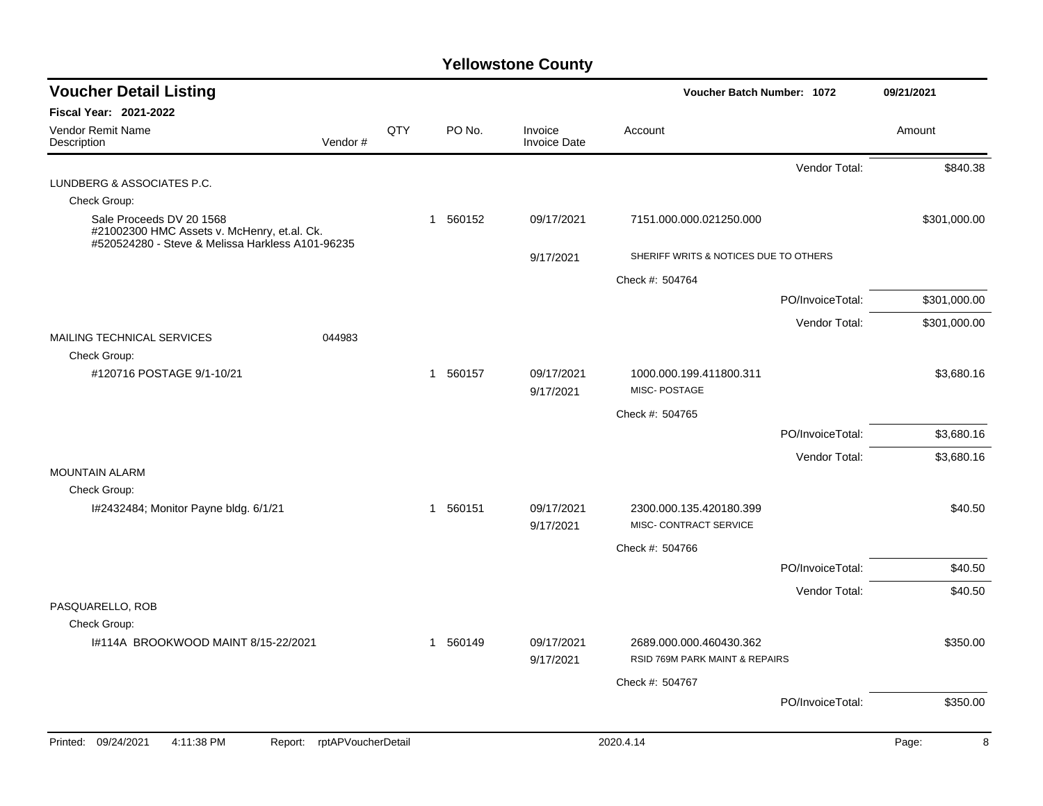# Yellowstone County

## Voucher Detail Listing

**Voucher Batch Number: 1072** — 09/21/2021

**Fiscal Year: 2021-2022**

| Vendor Remit Name / Description | Vendor # | QTY | PO No. | Invoice / Invoice Date | Account | Amount |
|---|---|---|---|---|---|---|
| | | | | | Vendor Total: | $840.38 |
| LUNDBERG & ASSOCIATES P.C. | | | | | | |
| Check Group: | | | | | | |
| Sale Proceeds DV 20 1568 #21002300 HMC Assets v. McHenry, et.al. Ck. #520524280 - Steve & Melissa Harkless A101-96235 | | 1 | 560152 | 09/17/2021 | 7151.000.000.021250.000 | $301,000.00 |
| | | | | 9/17/2021 | SHERIFF WRITS & NOTICES DUE TO OTHERS | |
| | | | | | Check #: 504764 | |
| | | | | | PO/InvoiceTotal: | $301,000.00 |
| | | | | | Vendor Total: | $301,000.00 |
| MAILING TECHNICAL SERVICES | 044983 | | | | | |
| Check Group: | | | | | | |
| #120716 POSTAGE 9/1-10/21 | | 1 | 560157 | 09/17/2021 | 1000.000.199.411800.311 | $3,680.16 |
| | | | | 9/17/2021 | MISC- POSTAGE | |
| | | | | | Check #: 504765 | |
| | | | | | PO/InvoiceTotal: | $3,680.16 |
| | | | | | Vendor Total: | $3,680.16 |
| MOUNTAIN ALARM | | | | | | |
| Check Group: | | | | | | |
| I#2432484; Monitor Payne bldg. 6/1/21 | | 1 | 560151 | 09/17/2021 | 2300.000.135.420180.399 | $40.50 |
| | | | | 9/17/2021 | MISC- CONTRACT SERVICE | |
| | | | | | Check #: 504766 | |
| | | | | | PO/InvoiceTotal: | $40.50 |
| | | | | | Vendor Total: | $40.50 |
| PASQUARELLO, ROB | | | | | | |
| Check Group: | | | | | | |
| I#114A BROOKWOOD MAINT 8/15-22/2021 | | 1 | 560149 | 09/17/2021 | 2689.000.000.460430.362 | $350.00 |
| | | | | 9/17/2021 | RSID 769M PARK MAINT & REPAIRS | |
| | | | | | Check #: 504767 | |
| | | | | | PO/InvoiceTotal: | $350.00 |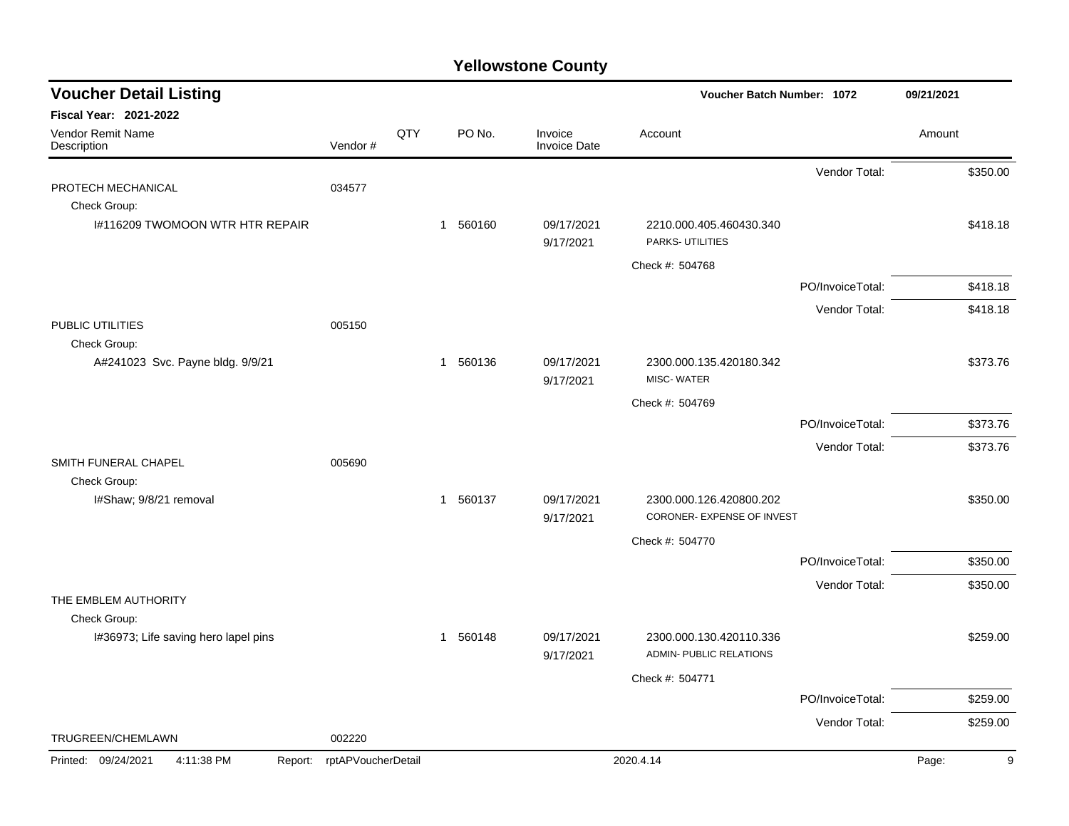# Yellowstone County

## Voucher Detail Listing

**Voucher Batch Number: 1072** — 09/21/2021

**Fiscal Year: 2021-2022**

| Vendor Remit Name / Description | Vendor # | QTY | PO No. | Invoice / Invoice Date | Account | | Amount |
|---|---|---|---|---|---|---|---|
| | | | | | | Vendor Total: | $350.00 |
| PROTECH MECHANICAL | 034577 | | | | | | |
| Check Group: | | | | | | | |
| I#116209 TWOMOON WTR HTR REPAIR | | 1 | 560160 | 09/17/2021<br>9/17/2021 | 2210.000.405.460430.340<br>PARKS- UTILITIES | | $418.18 |
| | | | | | Check #: 504768 | | |
| | | | | | | PO/InvoiceTotal: | $418.18 |
| | | | | | | Vendor Total: | $418.18 |
| PUBLIC UTILITIES | 005150 | | | | | | |
| Check Group: | | | | | | | |
| A#241023 Svc. Payne bldg. 9/9/21 | | 1 | 560136 | 09/17/2021<br>9/17/2021 | 2300.000.135.420180.342<br>MISC- WATER | | $373.76 |
| | | | | | Check #: 504769 | | |
| | | | | | | PO/InvoiceTotal: | $373.76 |
| | | | | | | Vendor Total: | $373.76 |
| SMITH FUNERAL CHAPEL | 005690 | | | | | | |
| Check Group: | | | | | | | |
| I#Shaw; 9/8/21 removal | | 1 | 560137 | 09/17/2021<br>9/17/2021 | 2300.000.126.420800.202<br>CORONER- EXPENSE OF INVEST | | $350.00 |
| | | | | | Check #: 504770 | | |
| | | | | | | PO/InvoiceTotal: | $350.00 |
| | | | | | | Vendor Total: | $350.00 |
| THE EMBLEM AUTHORITY | | | | | | | |
| Check Group: | | | | | | | |
| I#36973; Life saving hero lapel pins | | 1 | 560148 | 09/17/2021<br>9/17/2021 | 2300.000.130.420110.336<br>ADMIN- PUBLIC RELATIONS | | $259.00 |
| | | | | | Check #: 504771 | | |
| | | | | | | PO/InvoiceTotal: | $259.00 |
| | | | | | | Vendor Total: | $259.00 |
| TRUGREEN/CHEMLAWN | 002220 | | | | | | |

Printed: 09/24/2021 4:11:38 PM Report: rptAPVoucherDetail 2020.4.14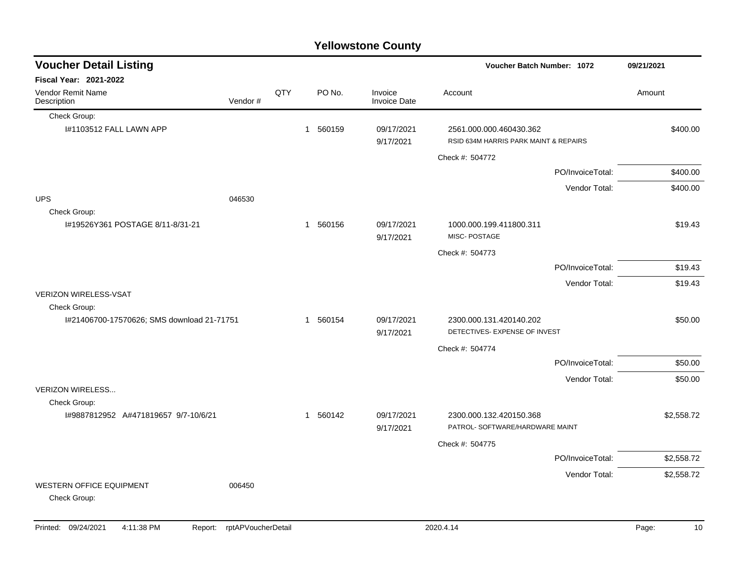# Yellowstone County

## Voucher Detail Listing

**Voucher Batch Number: 1072** — 09/21/2021

**Fiscal Year: 2021-2022**

| Vendor Remit Name / Description | Vendor # | QTY | PO No. | Invoice / Invoice Date | Account | Amount |
|---|---|---|---|---|---|---|
| Check Group: | | | | | | |
| I#1103512 FALL LAWN APP | | 1 | 560159 | 09/17/2021 9/17/2021 | 2561.000.000.460430.362 RSID 634M HARRIS PARK MAINT & REPAIRS | $400.00 |
| | | | | | Check #: 504772 | |
| | | | | | PO/InvoiceTotal: | $400.00 |
| | | | | | Vendor Total: | $400.00 |
| UPS | 046530 | | | | | |
| Check Group: | | | | | | |
| I#19526Y361 POSTAGE 8/11-8/31-21 | | 1 | 560156 | 09/17/2021 9/17/2021 | 1000.000.199.411800.311 MISC- POSTAGE | $19.43 |
| | | | | | Check #: 504773 | |
| | | | | | PO/InvoiceTotal: | $19.43 |
| | | | | | Vendor Total: | $19.43 |
| VERIZON WIRELESS-VSAT | | | | | | |
| Check Group: | | | | | | |
| I#21406700-17570626; SMS download 21-71751 | | 1 | 560154 | 09/17/2021 9/17/2021 | 2300.000.131.420140.202 DETECTIVES- EXPENSE OF INVEST | $50.00 |
| | | | | | Check #: 504774 | |
| | | | | | PO/InvoiceTotal: | $50.00 |
| | | | | | Vendor Total: | $50.00 |
| VERIZON WIRELESS... | | | | | | |
| Check Group: | | | | | | |
| I#9887812952 A#471819657 9/7-10/6/21 | | 1 | 560142 | 09/17/2021 9/17/2021 | 2300.000.132.420150.368 PATROL- SOFTWARE/HARDWARE MAINT | $2,558.72 |
| | | | | | Check #: 504775 | |
| | | | | | PO/InvoiceTotal: | $2,558.72 |
| | | | | | Vendor Total: | $2,558.72 |
| WESTERN OFFICE EQUIPMENT | 006450 | | | | | |
| Check Group: | | | | | | |

Printed: 09/24/2021 4:11:38 PM Report: rptAPVoucherDetail 2020.4.14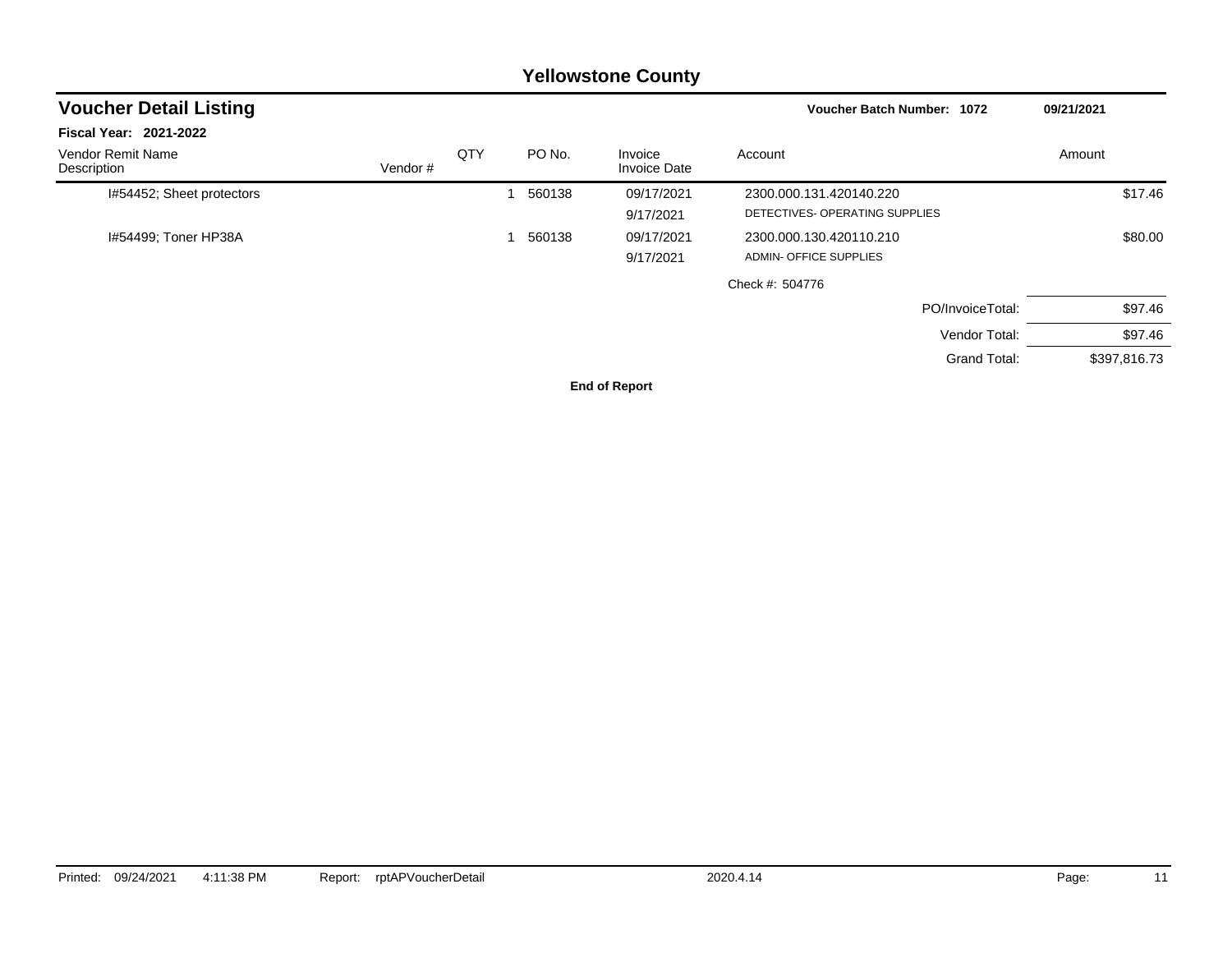# Yellowstone County

## Voucher Detail Listing

**Voucher Batch Number: 1072** **09/21/2021**

**Fiscal Year: 2021-2022**

| Vendor Remit Name / Description | Vendor # | QTY | PO No. | Invoice / Invoice Date | Account | Amount |
|---|---|---|---|---|---|---|
| I#54452; Sheet protectors | | 1 | 560138 | 09/17/2021<br>9/17/2021 | 2300.000.131.420140.220<br>DETECTIVES- OPERATING SUPPLIES | $17.46 |
| I#54499; Toner HP38A | | 1 | 560138 | 09/17/2021<br>9/17/2021 | 2300.000.130.420110.210<br>ADMIN- OFFICE SUPPLIES | $80.00 |
| | | | | | Check #: 504776 | |
| | | | | | PO/InvoiceTotal: | $97.46 |
| | | | | | Vendor Total: | $97.46 |
| | | | | | Grand Total: | $397,816.73 |

**End of Report**